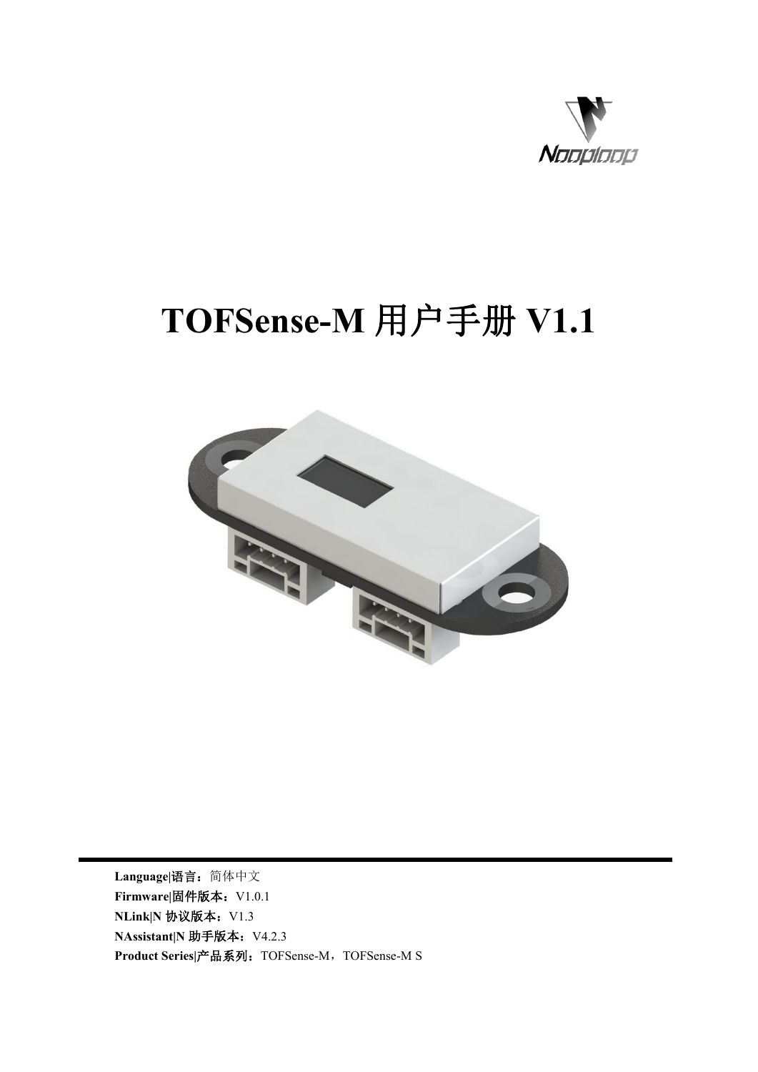# TOFSense-M 用户手册 V1.1

**Language|语言**：简体中文

**Firmware|固件版本**：V1.0.1

**NLink|N 协议版本**：V1.3

**NAssistant|N 助手版本**：V4.2.3

**Product Series|产品系列**：TOFSense-M，TOFSense-M S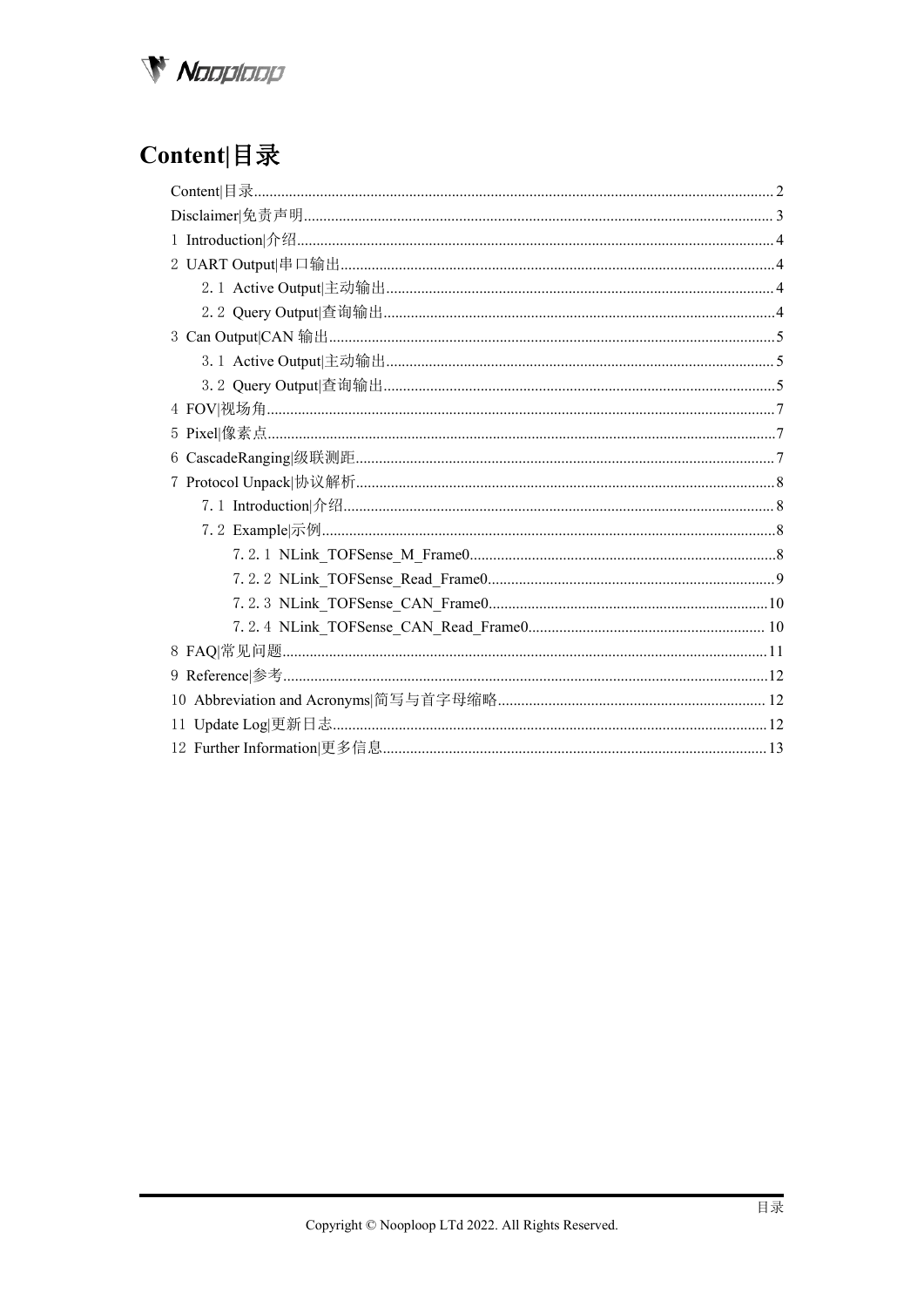# Content|目录

Content|目录.......................................................................................................................................2

Disclaimer|免责声明...........................................................................................................................3

1 Introduction|介绍.............................................................................................................................4

2 UART Output|串口输出...................................................................................................................4

- 2.1 Active Output|主动输出..........................................................................................................4
- 2.2 Query Output|查询输出..........................................................................................................4

3 Can Output|CAN 输出....................................................................................................................5

- 3.1 Active Output|主动输出..........................................................................................................5
- 3.2 Query Output|查询输出..........................................................................................................5

4 FOV|视场角.......................................................................................................................................7

5 Pixel|像素点.......................................................................................................................................7

6 CascadeRanging|级联测距...............................................................................................................7

7 Protocol Unpack|协议解析...............................................................................................................8

- 7.1 Introduction|介绍.......................................................................................................................8
- 7.2 Example|示例.............................................................................................................................8
  - 7.2.1 NLink_TOFSense_M_Frame0................................................................................8
  - 7.2.2 NLink_TOFSense_Read_Frame0...........................................................................9
  - 7.2.3 NLink_TOFSense_CAN_Frame0.........................................................................10
  - 7.2.4 NLink_TOFSense_CAN_Read_Frame0...............................................................10

8 FAQ|常见问题.................................................................................................................................11

9 Reference|参考.................................................................................................................................12

10 Abbreviation and Acronyms|简写与首字母缩略.........................................................................12

11 Update Log|更新日志....................................................................................................................12

12 Further Information|更多信息.......................................................................................................13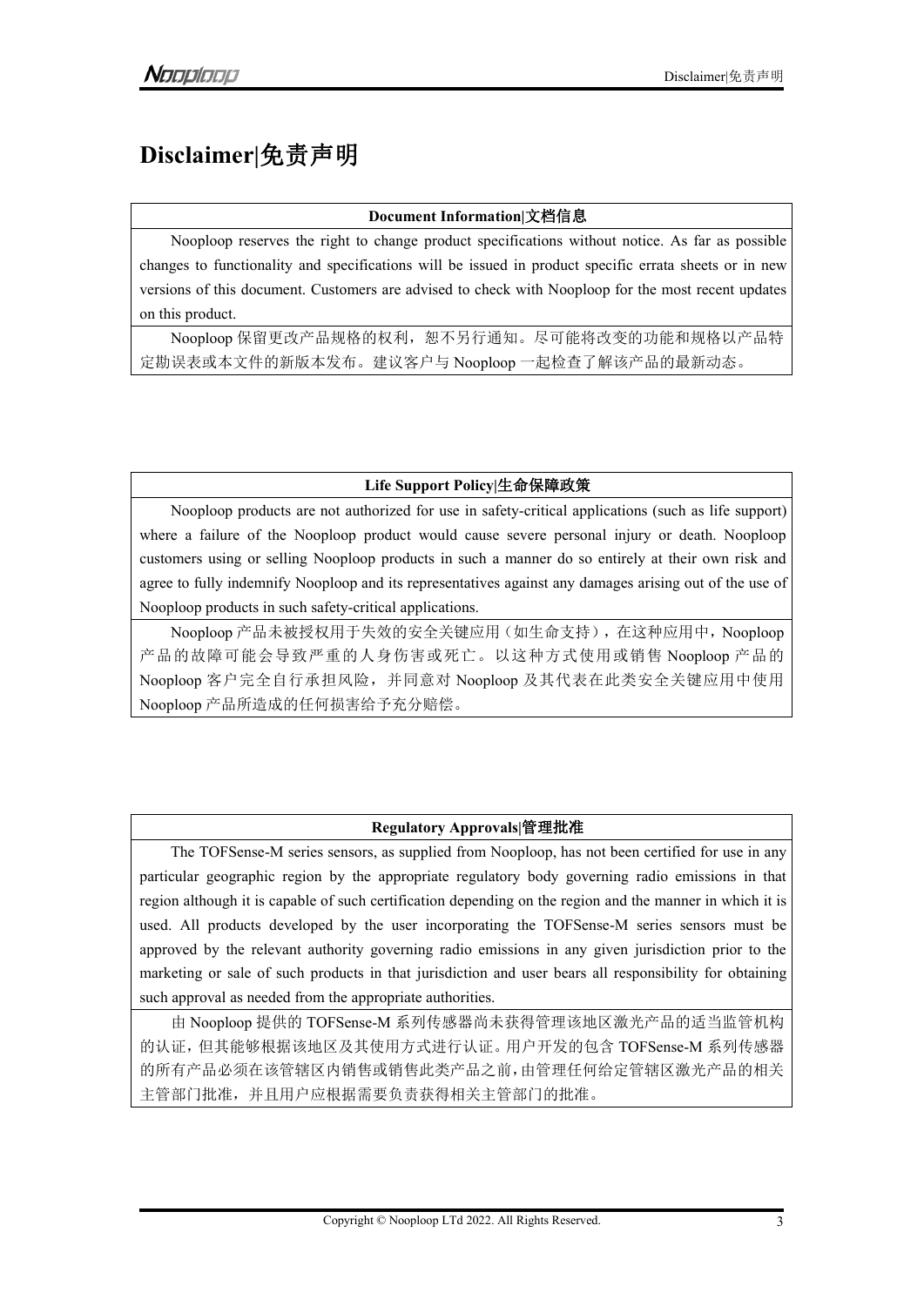# Disclaimer|免责声明

| Document Information|文档信息 |
|---|
| Nooploop reserves the right to change product specifications without notice. As far as possible changes to functionality and specifications will be issued in product specific errata sheets or in new versions of this document. Customers are advised to check with Nooploop for the most recent updates on this product. |
| Noopploop 保留更改产品规格的权利，恕不另行通知。尽可能将改变的功能和规格以产品特定勘误表或本文件的新版本发布。建议客户与 Noopploop 一起检查了解该产品的最新动态。 |

| Life Support Policy|生命保障政策 |
|---|
| Noopploop products are not authorized for use in safety-critical applications (such as life support) where a failure of the Noopploop product would cause severe personal injury or death. Noopploop customers using or selling Noopploop products in such a manner do so entirely at their own risk and agree to fully indemnify Noopploop and its representatives against any damages arising out of the use of Noopploop products in such safety-critical applications. |
| Noopploop 产品未被授权用于失效的安全关键应用（如生命支持），在这种应用中，Noopploop 产品的故障可能会导致严重的人身伤害或死亡。以这种方式使用或销售 Noopploop 产品的 Noopploop 客户完全自行承担风险，并同意对 Noopploop 及其代表在此类安全关键应用中使用 Noopploop 产品所造成的任何损害给予充分赔偿。 |

| Regulatory Approvals|管理批准 |
|---|
| The TOFSense-M series sensors, as supplied from Noopploop, has not been certified for use in any particular geographic region by the appropriate regulatory body governing radio emissions in that region although it is capable of such certification depending on the region and the manner in which it is used. All products developed by the user incorporating the TOFSense-M series sensors must be approved by the relevant authority governing radio emissions in any given jurisdiction prior to the marketing or sale of such products in that jurisdiction and user bears all responsibility for obtaining such approval as needed from the appropriate authorities. |
| 由 Noopploop 提供的 TOFSense-M 系列传感器尚未获得管理该地区激光产品的适当监管机构的认证，但其能够根据该地区及其使用方式进行认证。用户开发的包含 TOFSense-M 系列传感器的所有产品必须在该管辖区内销售或销售此类产品之前，由管理任何给定管辖区激光产品的相关主管部门批准，并且用户应根据需要负责获得相关主管部门的批准。 |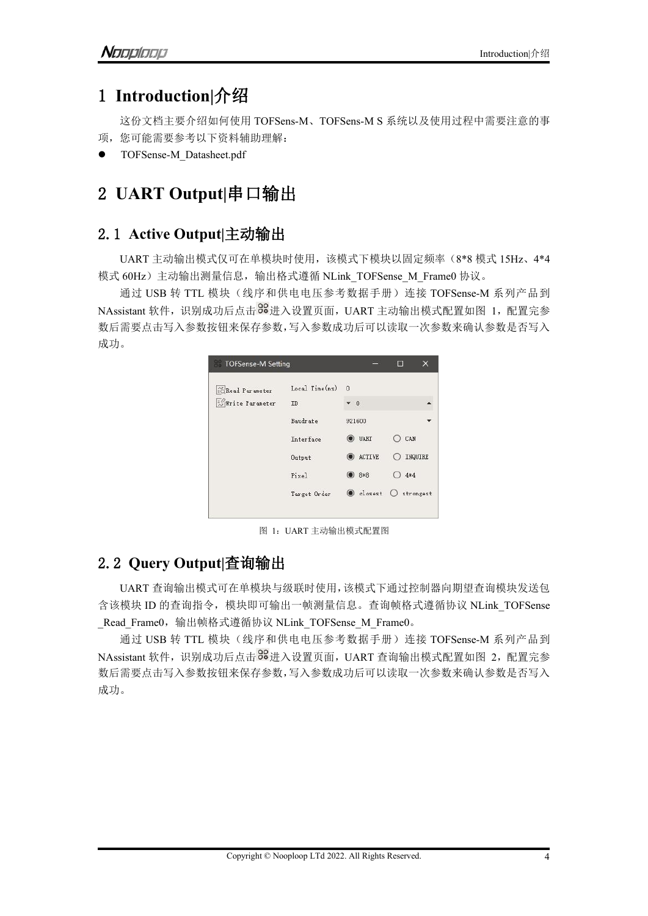# 1 Introduction|介绍

这份文档主要介绍如何使用 TOFSens-M、TOFSens-M S 系统以及使用过程中需要注意的事项，您可能需要参考以下资料辅助理解：

- TOFSense-M_Datasheet.pdf

# 2 UART Output|串口输出

## 2.1 Active Output|主动输出

UART 主动输出模式仅可在单模块时使用，该模式下模块以固定频率（8*8 模式 15Hz、4*4 模式 60Hz）主动输出测量信息，输出格式遵循 NLink_TOFSense_M_Frame0 协议。

通过 USB 转 TTL 模块（线序和供电电压参考数据手册）连接 TOFSense-M 系列产品到 NAssistant 软件，识别成功后点击进入设置页面，UART 主动输出模式配置如图 1，配置完参数后需要点击写入参数按钮来保存参数，写入参数成功后可以读取一次参数来确认参数是否写入成功。

图 1：UART 主动输出模式配置图

## 2.2 Query Output|查询输出

UART 查询输出模式可在单模块与级联时使用，该模式下通过控制器向期望查询模块发送包含该模块 ID 的查询指令，模块即可输出一帧测量信息。查询帧格式遵循协议 NLink_TOFSense_Read_Frame0，输出帧格式遵循协议 NLink_TOFSense_M_Frame0。

通过 USB 转 TTL 模块（线序和供电电压参考数据手册）连接 TOFSense-M 系列产品到 NAssistant 软件，识别成功后点击进入设置页面，UART 查询输出模式配置如图 2，配置完参数后需要点击写入参数按钮来保存参数，写入参数成功后可以读取一次参数来确认参数是否写入成功。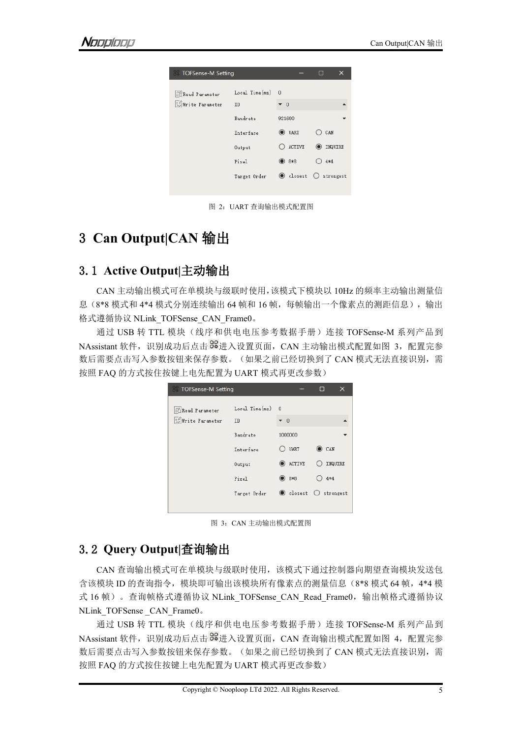图 2：UART 查询输出模式配置图

# 3 Can Output|CAN 输出

## 3.1 Active Output|主动输出

CAN 主动输出模式可在单模块与级联时使用，该模式下模块以 10Hz 的频率主动输出测量信息（8*8 模式和 4*4 模式分别连续输出 64 帧和 16 帧，每帧输出一个像素点的测距信息），输出格式遵循协议 NLink_TOFSense_CAN_Frame0。

通过 USB 转 TTL 模块（线序和供电电压参考数据手册）连接 TOFSense-M 系列产品到 NAssistant 软件，识别成功后点击进入设置页面，CAN 主动输出模式配置如图 3，配置完参数后需要点击写入参数按钮来保存参数。（如果之前已经切换到了 CAN 模式无法直接识别，需按照 FAQ 的方式按住按键上电先配置为 UART 模式再更改参数）

图 3：CAN 主动输出模式配置图

## 3.2 Query Output|查询输出

CAN 查询输出模式可在单模块与级联时使用，该模式下通过控制器向期望查询模块发送包含该模块 ID 的查询指令，模块即可输出该模块所有像素点的测量信息（8*8 模式 64 帧，4*4 模式 16 帧）。查询帧格式遵循协议 NLink_TOFSense_CAN_Read_Frame0，输出帧格式遵循协议 NLink_TOFSense _CAN_Frame0。

通过 USB 转 TTL 模块（线序和供电电压参考数据手册）连接 TOFSense-M 系列产品到 NAssistant 软件，识别成功后点击进入设置页面，CAN 查询输出模式配置如图 4，配置完参数后需要点击写入参数按钮来保存参数。（如果之前已经切换到了 CAN 模式无法直接识别，需按照 FAQ 的方式按住按键上电先配置为 UART 模式再更改参数）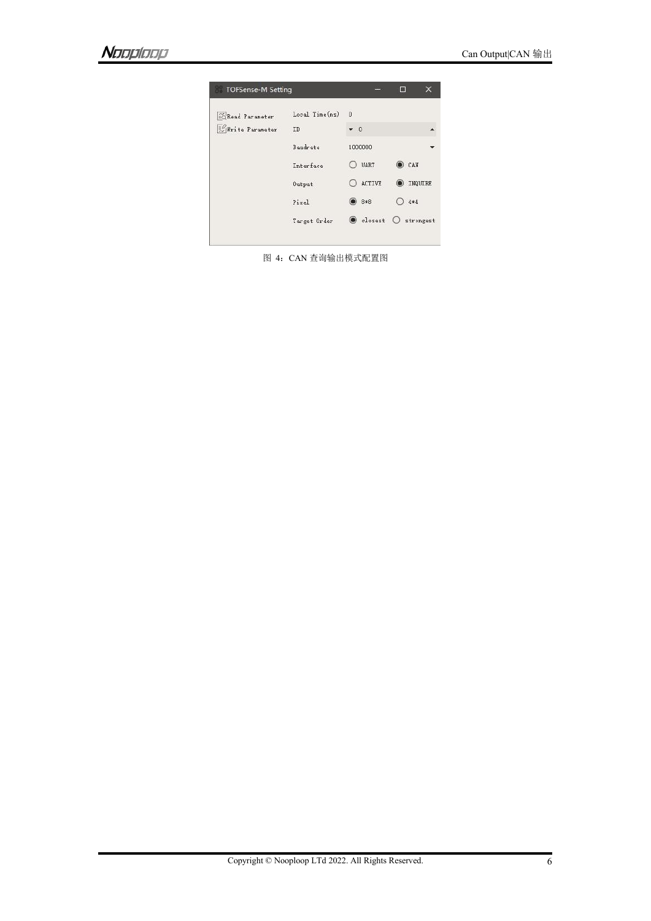图 4：CAN 查询输出模式配置图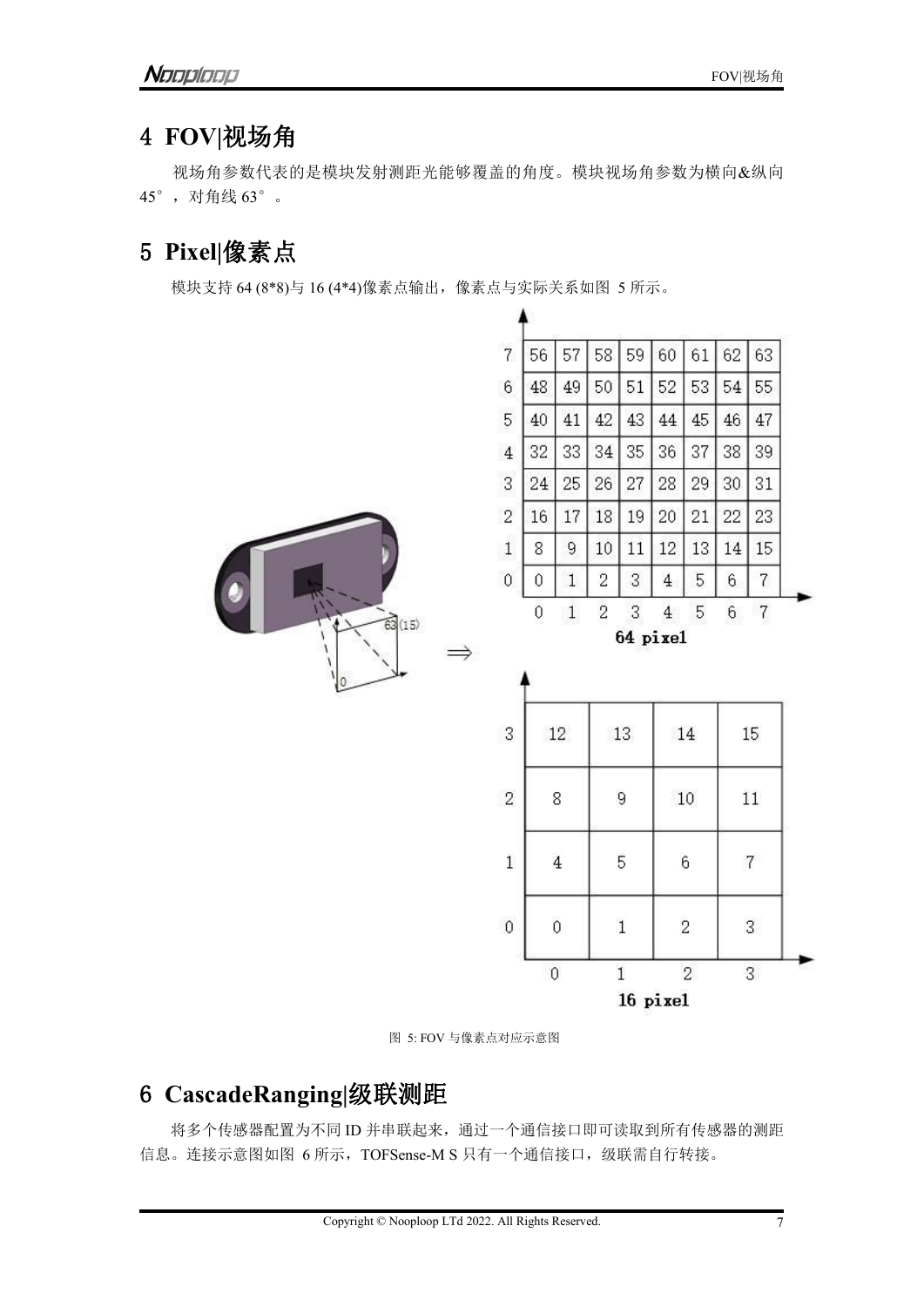# 4 FOV|视场角

视场角参数代表的是模块发射测距光能够覆盖的角度。模块视场角参数为横向&纵向 45°，对角线 63°。

# 5 Pixel|像素点

模块支持 64 (8*8)与 16 (4*4)像素点输出，像素点与实际关系如图 5 所示。

| | | | | | | | | |
|---|---|---|---|---|---|---|---|---|
| 7 | 56 | 57 | 58 | 59 | 60 | 61 | 62 | 63 |
| 6 | 48 | 49 | 50 | 51 | 52 | 53 | 54 | 55 |
| 5 | 40 | 41 | 42 | 43 | 44 | 45 | 46 | 47 |
| 4 | 32 | 33 | 34 | 35 | 36 | 37 | 38 | 39 |
| 3 | 24 | 25 | 26 | 27 | 28 | 29 | 30 | 31 |
| 2 | 16 | 17 | 18 | 19 | 20 | 21 | 22 | 23 |
| 1 | 8 | 9 | 10 | 11 | 12 | 13 | 14 | 15 |
| 0 | 0 | 1 | 2 | 3 | 4 | 5 | 6 | 7 |
| | 0 | 1 | 2 | 3 | 4 | 5 | 6 | 7 |

**64 pixel**

| | | | | |
|---|---|---|---|---|
| 3 | 12 | 13 | 14 | 15 |
| 2 | 8 | 9 | 10 | 11 |
| 1 | 4 | 5 | 6 | 7 |
| 0 | 0 | 1 | 2 | 3 |
| | 0 | 1 | 2 | 3 |

**16 pixel**

图 5: FOV 与像素点对应示意图

# 6 CascadeRanging|级联测距

将多个传感器配置为不同 ID 并串联起来，通过一个通信接口即可读取到所有传感器的测距信息。连接示意图如图 6 所示，TOFSense-M S 只有一个通信接口，级联需自行转接。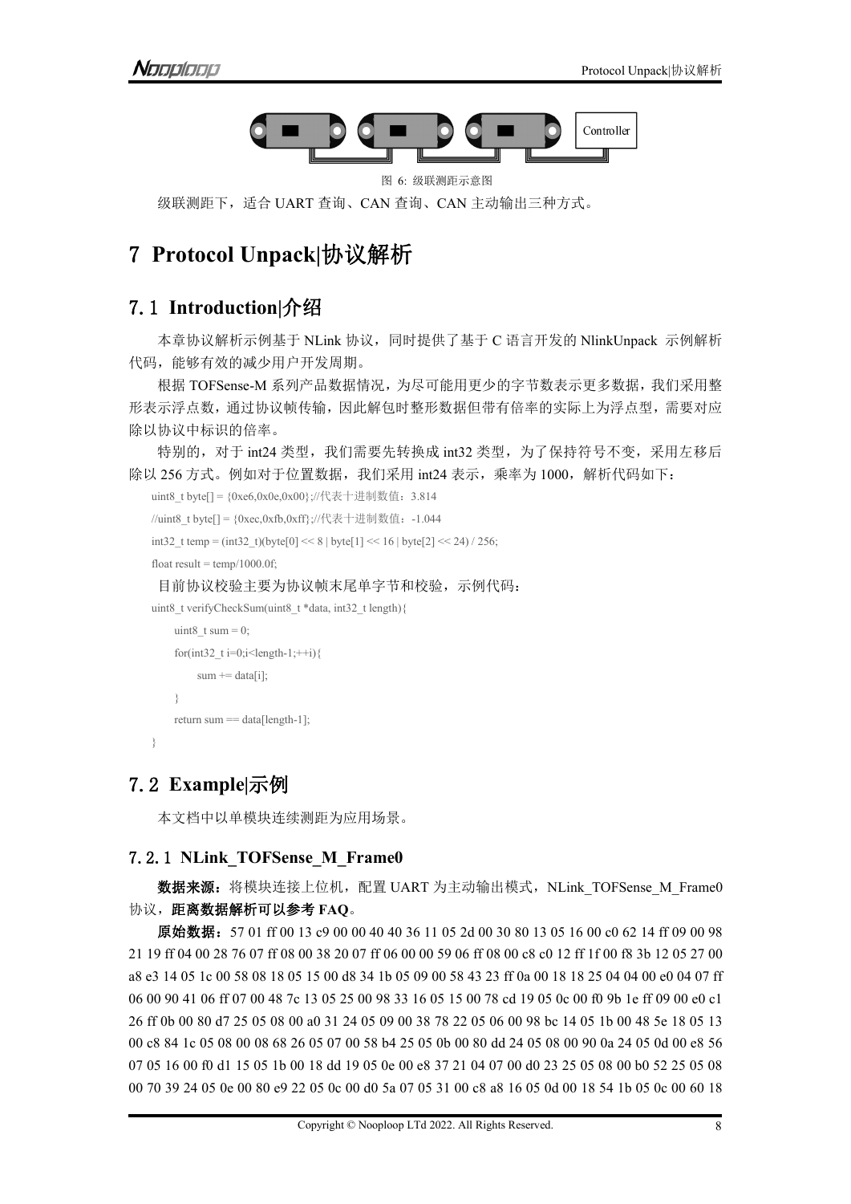图 6: 级联测距示意图

级联测距下，适合 UART 查询、CAN 查询、CAN 主动输出三种方式。

# 7 Protocol Unpack|协议解析

## 7.1 Introduction|介绍

本章协议解析示例基于 NLink 协议，同时提供了基于 C 语言开发的 NlinkUnpack 示例解析代码，能够有效的减少用户开发周期。

根据 TOFSense-M 系列产品数据情况，为尽可能用更少的字节数表示更多数据，我们采用整形表示浮点数，通过协议帧传输，因此解包时整形数据但带有倍率的实际上为浮点型，需要对应除以协议中标识的倍率。

特别的，对于 int24 类型，我们需要先转换成 int32 类型，为了保持符号不变，采用左移后除以 256 方式。例如对于位置数据，我们采用 int24 表示，乘率为 1000，解析代码如下：

```
uint8_t byte[] = {0xe6,0x0e,0x00};//代表十进制数值：3.814
//uint8_t byte[] = {0xec,0xfb,0xff};//代表十进制数值：-1.044
int32_t temp = (int32_t)(byte[0] << 8 | byte[1] << 16 | byte[2] << 24) / 256;
float result = temp/1000.0f;
```

目前协议校验主要为协议帧末尾单字节和校验，示例代码：

```
uint8_t verifyCheckSum(uint8_t *data, int32_t length){
    uint8_t sum = 0;
    for(int32_t i=0;i<length-1;++i){
        sum += data[i];
    }
    return sum == data[length-1];
}
```

## 7.2 Example|示例

本文档中以单模块连续测距为应用场景。

### 7.2.1 NLink_TOFSense_M_Frame0

**数据来源**：将模块连接上位机，配置 UART 为主动输出模式，NLink_TOFSense_M_Frame0 协议，**距离数据解析可以参考 FAQ**。

**原始数据**：57 01 ff 00 13 c9 00 00 40 40 36 11 05 2d 00 30 80 13 05 16 00 c0 62 14 ff 09 00 98 21 19 ff 04 00 28 76 07 ff 08 00 38 20 07 ff 06 00 00 59 06 ff 08 00 c8 c0 12 ff 1f 00 f8 3b 12 05 27 00 a8 e3 14 05 1c 00 58 08 18 05 15 00 d8 34 1b 05 09 00 58 43 23 ff 0a 00 18 18 25 04 04 00 e0 04 07 ff 06 00 90 41 06 ff 07 00 48 7c 13 05 25 00 98 33 16 05 15 00 78 cd 19 05 0c 00 f0 9b 1e ff 09 00 e0 c1 26 ff 0b 00 80 d7 25 05 08 00 a0 31 24 05 09 00 38 78 22 05 06 00 98 bc 14 05 1b 00 48 5e 18 05 13 00 c8 84 1c 05 08 00 08 68 26 05 07 00 58 b4 25 05 0b 00 80 dd 24 05 08 00 90 0a 24 05 0d 00 e8 56 07 05 16 00 f0 d1 15 05 1b 00 18 dd 19 05 0e 00 e8 37 21 04 07 00 d0 23 25 05 08 00 b0 52 25 05 08 00 70 39 24 05 0e 00 80 e9 22 05 0c 00 d0 5a 07 05 31 00 c8 a8 16 05 0d 00 18 54 1b 05 0c 00 60 18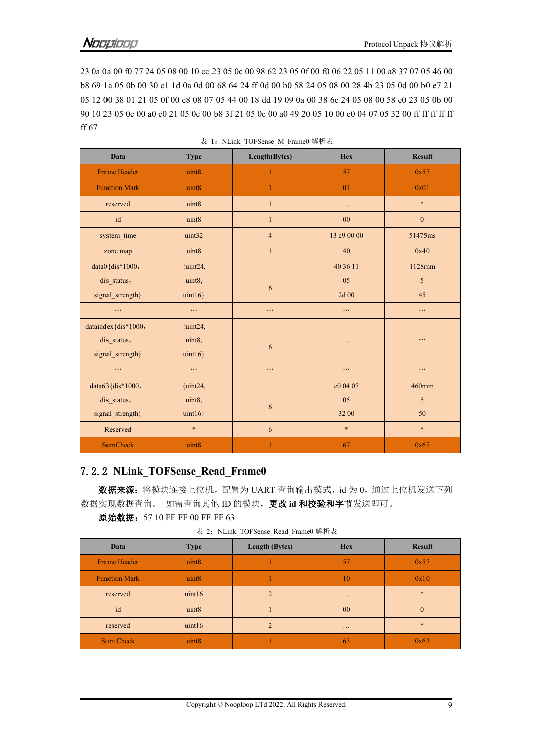23 0a 0a 00 f0 77 24 05 08 00 10 cc 23 05 0c 00 98 62 23 05 0f 00 f0 06 22 05 11 00 a8 37 07 05 46 00 b8 69 1a 05 0b 00 30 c1 1d 0a 0d 00 68 64 24 ff 0d 00 b0 58 24 05 08 00 28 4b 23 05 0d 00 b0 e7 21 05 12 00 38 01 21 05 0f 00 c8 08 07 05 44 00 18 dd 19 09 0a 00 38 6c 24 05 08 00 58 c0 23 05 0b 00 90 10 23 05 0c 00 a0 c0 21 05 0c 00 b8 3f 21 05 0c 00 a0 49 20 05 10 00 e0 04 07 05 32 00 ff ff ff ff ff 67

表 1：NLink_TOFSense_M_Frame0 解析表

| Data | Type | Length(Bytes) | Hex | Result |
|---|---|---|---|---|
| Frame Header | uint8 | 1 | 57 | 0x57 |
| Function Mark | uint8 | 1 | 01 | 0x01 |
| reserved | uint8 | 1 | … | * |
| id | uint8 | 1 | 00 | 0 |
| system_time | uint32 | 4 | 13 c9 00 00 | 51475ms |
| zone map | uint8 | 1 | 40 | 0x40 |
| data0{dis*1000，<br>dis_status，<br>signal_strength} | {uint24,<br>uint8,<br>uint16} | 6 | 40 36 11<br>05<br>2d 00 | 1128mm<br>5<br>45 |
| … | … | … | … | … |
| dataindex{dis*1000，<br>dis_status，<br>signal_strength} | {uint24,<br>uint8,<br>uint16} | 6 | … | … |
| … | … | … | … | … |
| data63{dis*1000，<br>dis_status，<br>signal_strength} | {uint24,<br>uint8,<br>uint16} | 6 | e0 04 07<br>05<br>32 00 | 460mm<br>5<br>50 |
| Reserved | * | 6 | * | * |
| SumCheck | uint8 | 1 | 67 | 0x67 |

## 7.2.2 NLink_TOFSense_Read_Frame0

**数据来源：**将模块连接上位机，配置为 UART 查询输出模式，id 为 0，通过上位机发送下列数据实现数据查询。 如需查询其他 ID 的模块，**更改 id 和校验和字节**发送即可。

**原始数据：**57 10 FF FF 00 FF FF 63

表 2：NLink_TOFSense_Read_Frame0 解析表

| Data | Type | Length (Bytes) | Hex | Result |
|---|---|---|---|---|
| Frame Header | uint8 | 1 | 57 | 0x57 |
| Function Mark | uint8 | 1 | 10 | 0x10 |
| reserved | uint16 | 2 | … | * |
| id | uint8 | 1 | 00 | 0 |
| reserved | uint16 | 2 | … | * |
| Sum Check | uint8 | 1 | 63 | 0x63 |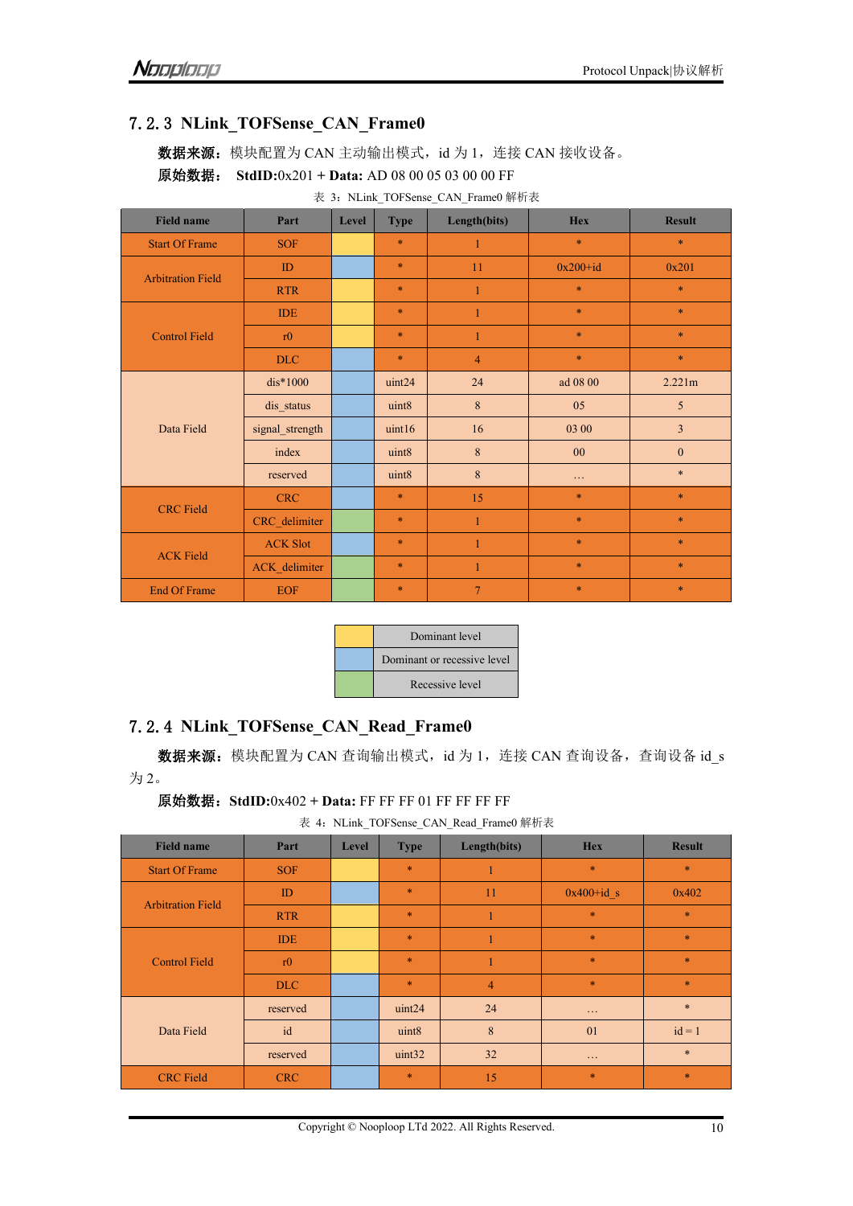## 7.2.3 NLink_TOFSense_CAN_Frame0

**数据来源：**模块配置为 CAN 主动输出模式，id 为 1，连接 CAN 接收设备。

**原始数据：** **StdID:**0x201 + **Data:** AD 08 00 05 03 00 00 FF

表 3：NLink_TOFSense_CAN_Frame0 解析表

| Field name | Part | Level | Type | Length(bits) | Hex | Result |
|---|---|---|---|---|---|---|
| Start Of Frame | SOF | Dominant level | * | 1 | * | * |
| Arbitration Field | ID | Dominant or recessive level | * | 11 | 0x200+id | 0x201 |
| | RTR | Dominant level | * | 1 | * | * |
| Control Field | IDE | Dominant level | * | 1 | * | * |
| | r0 | Dominant level | * | 1 | * | * |
| | DLC | Dominant or recessive level | * | 4 | * | * |
| Data Field | dis*1000 | Dominant or recessive level | uint24 | 24 | ad 08 00 | 2.221m |
| | dis_status | Dominant or recessive level | uint8 | 8 | 05 | 5 |
| | signal_strength | Dominant or recessive level | uint16 | 16 | 03 00 | 3 |
| | index | Dominant or recessive level | uint8 | 8 | 00 | 0 |
| | reserved | Dominant or recessive level | uint8 | 8 | … | * |
| CRC Field | CRC | Dominant or recessive level | * | 15 | * | * |
| | CRC_delimiter | Recessive level | * | 1 | * | * |
| ACK Field | ACK Slot | Dominant or recessive level | * | 1 | * | * |
| | ACK_delimiter | Recessive level | * | 1 | * | * |
| End Of Frame | EOF | Recessive level | * | 7 | * | * |

| Color | Meaning |
|---|---|
| Yellow | Dominant level |
| Blue | Dominant or recessive level |
| Green | Recessive level |

## 7.2.4 NLink_TOFSense_CAN_Read_Frame0

**数据来源：**模块配置为 CAN 查询输出模式，id 为 1，连接 CAN 查询设备，查询设备 id_s 为 2。

**原始数据：StdID:**0x402 + **Data:** FF FF FF 01 FF FF FF FF

表 4：NLink_TOFSense_CAN_Read_Frame0 解析表

| Field name | Part | Level | Type | Length(bits) | Hex | Result |
|---|---|---|---|---|---|---|
| Start Of Frame | SOF | Dominant level | * | 1 | * | * |
| Arbitration Field | ID | Dominant or recessive level | * | 11 | 0x400+id_s | 0x402 |
| | RTR | Dominant level | * | 1 | * | * |
| Control Field | IDE | Dominant level | * | 1 | * | * |
| | r0 | Dominant level | * | 1 | * | * |
| | DLC | Dominant or recessive level | * | 4 | * | * |
| Data Field | reserved | Dominant or recessive level | uint24 | 24 | … | * |
| | id | Dominant or recessive level | uint8 | 8 | 01 | id = 1 |
| | reserved | Dominant or recessive level | uint32 | 32 | … | * |
| CRC Field | CRC | Dominant or recessive level | * | 15 | * | * |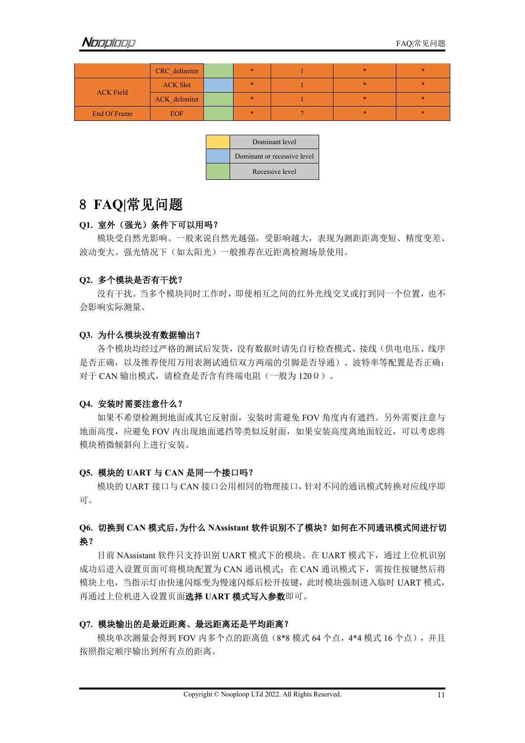| | | | | | | |
|---|---|---|---|---|---|---|
| | CRC_delimiter | | * | 1 | * | * |
| ACK Field | ACK Slot | | * | 1 | * | * |
| | ACK_delimiter | | * | 1 | * | * |
| End Of Frame | EOF | | * | 7 | * | * |

| Color | Level |
|---|---|
| (yellow) | Dominant level |
| (blue) | Dominant or recessive level |
| (green) | Recessive level |

# 8 FAQ|常见问题

**Q1. 室外（强光）条件下可以用吗？**

模块受自然光影响。一般来说自然光越强，受影响越大，表现为测距距离变短、精度变差、波动变大。强光情况下（如太阳光）一般推荐在近距离检测场景使用。

**Q2. 多个模块是否有干扰？**

没有干扰。当多个模块同时工作时，即使相互之间的红外光线交叉或打到同一个位置，也不会影响实际测量。

**Q3. 为什么模块没有数据输出？**

各个模块均经过严格的测试后发货，没有数据时请先自行检查模式、接线（供电电压、线序是否正确，以及推荐使用万用表测试通信双方两端的引脚是否导通）、波特率等配置是否正确；对于 CAN 输出模式，请检查是否含有终端电阻（一般为 120Ω）。

**Q4. 安装时需要注意什么？**

如果不希望检测到地面或其它反射面，安装时需避免 FOV 角度内有遮挡。另外需要注意与地面高度，应避免 FOV 内出现地面遮挡等类似反射面，如果安装高度离地面较近，可以考虑将模块稍微倾斜向上进行安装。

**Q5. 模块的 UART 与 CAN 是同一个接口吗？**

模块的 UART 接口与 CAN 接口公用相同的物理接口，针对不同的通讯模式转换对应线序即可。

**Q6. 切换到 CAN 模式后，为什么 NAssistant 软件识别不了模块？如何在不同通讯模式间进行切换？**

目前 NAssistant 软件只支持识别 UART 模式下的模块。在 UART 模式下，通过上位机识别成功后进入设置页面可将模块配置为 CAN 通讯模式；在 CAN 通讯模式下，需按住按键然后将模块上电，当指示灯由快速闪烁变为慢速闪烁后松开按键，此时模块强制进入临时 UART 模式，再通过上位机进入设置页面**选择 UART 模式写入参数**即可。

**Q7. 模块输出的是最近距离、最远距离还是平均距离？**

模块单次测量会得到 FOV 内多个点的距离值（8*8 模式 64 个点，4*4 模式 16 个点），并且按照指定顺序输出到所有点的距离。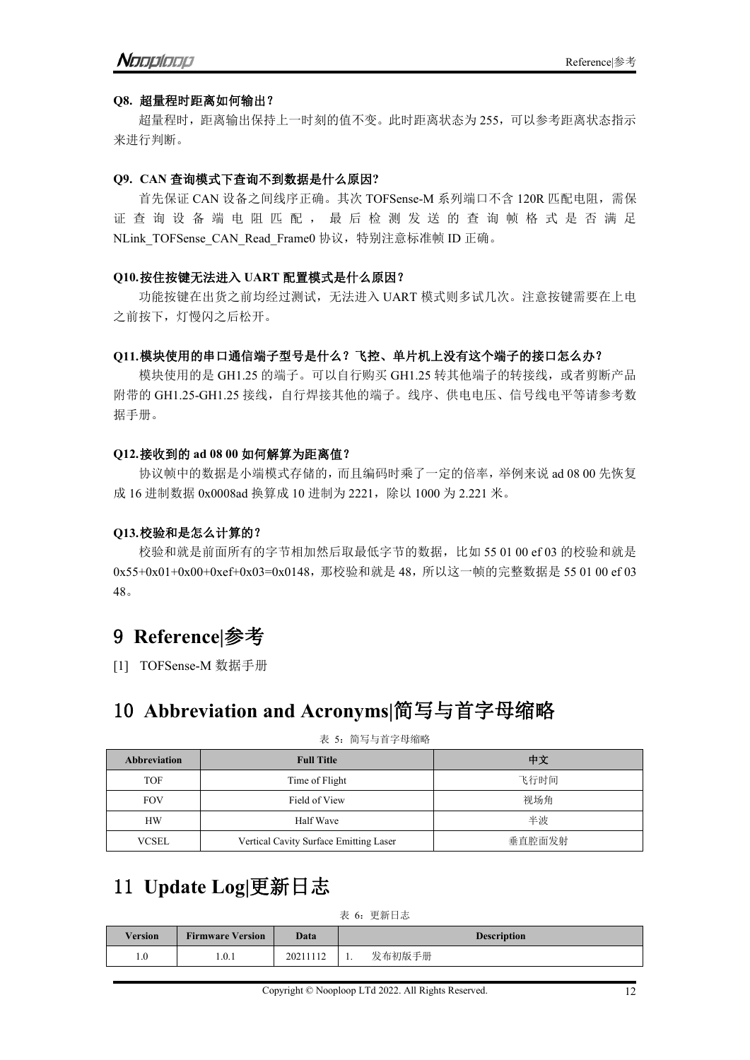**Q8. 超量程时距离如何输出？**

超量程时，距离输出保持上一时刻的值不变。此时距离状态为 255，可以参考距离状态指示来进行判断。

**Q9. CAN 查询模式下查询不到数据是什么原因?**

首先保证 CAN 设备之间线序正确。其次 TOFSense-M 系列端口不含 120R 匹配电阻，需保证查询设备端电阻匹配，最后检测发送的查询帧格式是否满足 NLink_TOFSense_CAN_Read_Frame0 协议，特别注意标准帧 ID 正确。

**Q10.按住按键无法进入 UART 配置模式是什么原因？**

功能按键在出货之前均经过测试，无法进入 UART 模式则多试几次。注意按键需要在上电之前按下，灯慢闪之后松开。

**Q11.模块使用的串口通信端子型号是什么？飞控、单片机上没有这个端子的接口怎么办？**

模块使用的是 GH1.25 的端子。可以自行购买 GH1.25 转其他端子的转接线，或者剪断产品附带的 GH1.25-GH1.25 接线，自行焊接其他的端子。线序、供电电压、信号线电平等请参考数据手册。

**Q12.接收到的 ad 08 00 如何解算为距离值？**

协议帧中的数据是小端模式存储的，而且编码时乘了一定的倍率，举例来说 ad 08 00 先恢复成 16 进制数据 0x0008ad 换算成 10 进制为 2221，除以 1000 为 2.221 米。

**Q13.校验和是怎么计算的？**

校验和就是前面所有的字节相加然后取最低字节的数据，比如 55 01 00 ef 03 的校验和就是 0x55+0x01+0x00+0xef+0x03=0x0148，那校验和就是 48，所以这一帧的完整数据是 55 01 00 ef 03 48。

# 9 Reference|参考

[1] TOFSense-M 数据手册

# 10 Abbreviation and Acronyms|简写与首字母缩略

表 5：简写与首字母缩略

| Abbreviation | Full Title | 中文 |
|---|---|---|
| TOF | Time of Flight | 飞行时间 |
| FOV | Field of View | 视场角 |
| HW | Half Wave | 半波 |
| VCSEL | Vertical Cavity Surface Emitting Laser | 垂直腔面发射 |

# 11 Update Log|更新日志

表 6：更新日志

| Version | Firmware Version | Data | Description |
|---|---|---|---|
| 1.0 | 1.0.1 | 20211112 | 1. 发布初版手册 |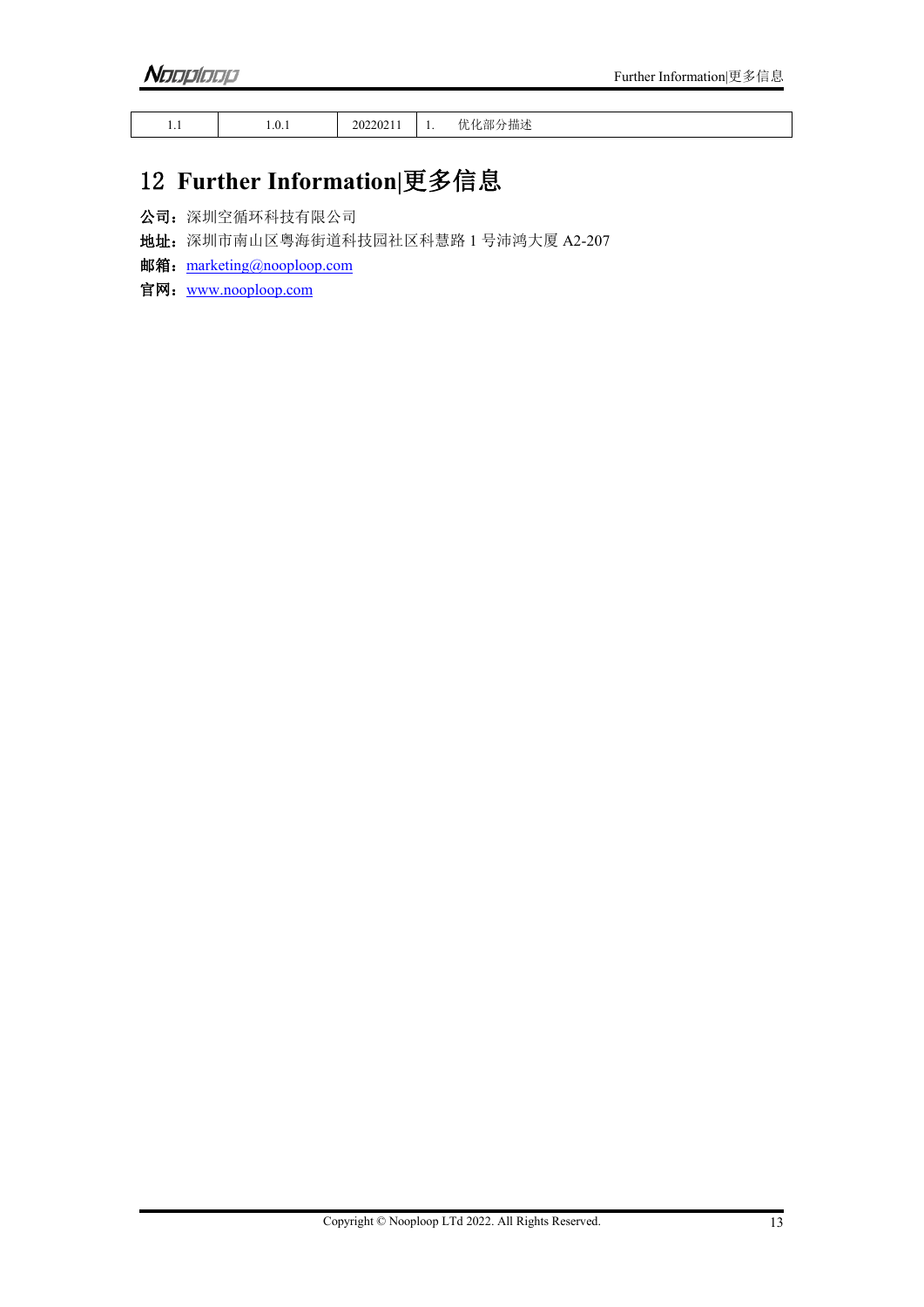| | | | |
|---|---|---|---|
| 1.1 | 1.0.1 | 20220211 | 1.　优化部分描述 |

# 12 Further Information|更多信息

**公司**：深圳空循环科技有限公司

**地址**：深圳市南山区粤海街道科技园社区科慧路 1 号沛鸿大厦 A2-207

**邮箱**：marketing@nooploop.com

**官网**：www.nooploop.com